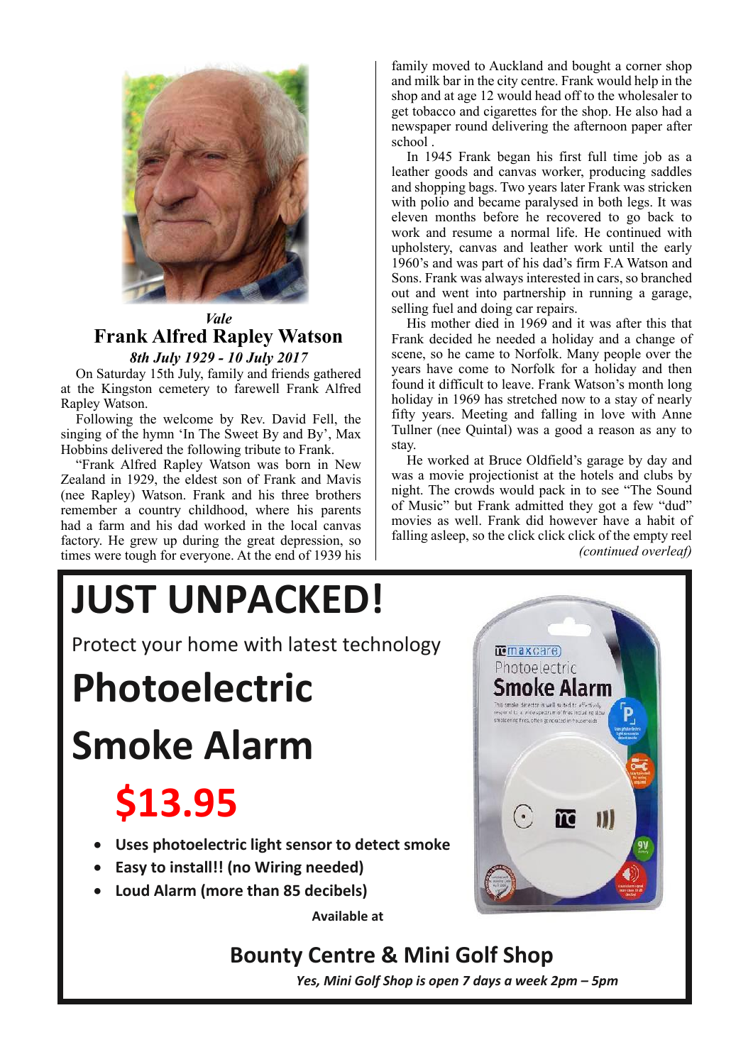*Vale*

## Frank Alfred Rapley Watson

***8th July 1929 - 10 July 2017***

On Saturday 15th July, family and friends gathered at the Kingston cemetery to farewell Frank Alfred Rapley Watson.

Following the welcome by Rev. David Fell, the singing of the hymn 'In The Sweet By and By', Max Hobbins delivered the following tribute to Frank.

"Frank Alfred Rapley Watson was born in New Zealand in 1929, the eldest son of Frank and Mavis (nee Rapley) Watson. Frank and his three brothers remember a country childhood, where his parents had a farm and his dad worked in the local canvas factory. He grew up during the great depression, so times were tough for everyone. At the end of 1939 his family moved to Auckland and bought a corner shop and milk bar in the city centre. Frank would help in the shop and at age 12 would head off to the wholesaler to get tobacco and cigarettes for the shop. He also had a newspaper round delivering the afternoon paper after school .

In 1945 Frank began his first full time job as a leather goods and canvas worker, producing saddles and shopping bags. Two years later Frank was stricken with polio and became paralysed in both legs. It was eleven months before he recovered to go back to work and resume a normal life. He continued with upholstery, canvas and leather work until the early 1960's and was part of his dad's firm F.A Watson and Sons. Frank was always interested in cars, so branched out and went into partnership in running a garage, selling fuel and doing car repairs.

His mother died in 1969 and it was after this that Frank decided he needed a holiday and a change of scene, so he came to Norfolk. Many people over the years have come to Norfolk for a holiday and then found it difficult to leave. Frank Watson's month long holiday in 1969 has stretched now to a stay of nearly fifty years. Meeting and falling in love with Anne Tullner (nee Quintal) was a good a reason as any to stay.

He worked at Bruce Oldfield's garage by day and was a movie projectionist at the hotels and clubs by night. The crowds would pack in to see "The Sound of Music" but Frank admitted they got a few "dud" movies as well. Frank did however have a habit of falling asleep, so the click click click of the empty reel

*(continued overleaf)*

# JUST UNPACKED!

Protect your home with latest technology

# Photoelectric Smoke Alarm

# $13.95

- **Uses photoelectric light sensor to detect smoke**
- **Easy to install!! (no Wiring needed)**
- **Loud Alarm (more than 85 decibels)**

**Available at**

## Bounty Centre & Mini Golf Shop

***Yes, Mini Golf Shop is open 7 days a week 2pm – 5pm***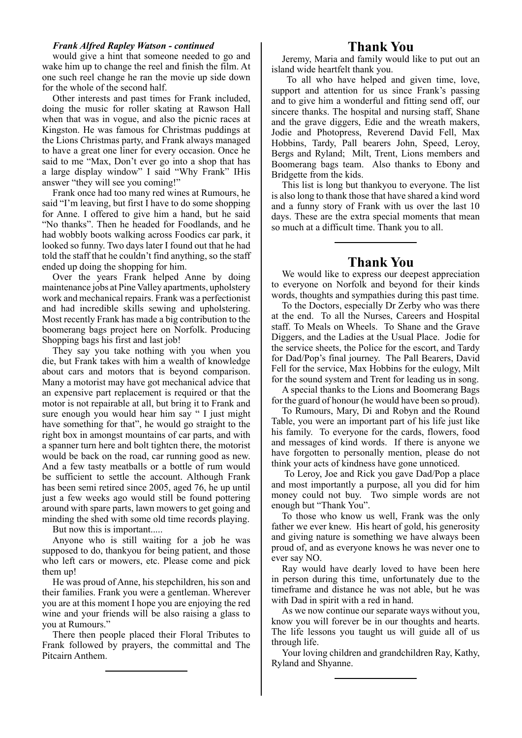***Frank Alfred Rapley Watson - continued***

would give a hint that someone needed to go and wake him up to change the reel and finish the film. At one such reel change he ran the movie up side down for the whole of the second half.

Other interests and past times for Frank included, doing the music for roller skating at Rawson Hall when that was in vogue, and also the picnic races at Kingston. He was famous for Christmas puddings at the Lions Christmas party, and Frank always managed to have a great one liner for every occasion. Once he said to me "Max, Don't ever go into a shop that has a large display window" I said "Why Frank" IHis answer "they will see you coming!"

Frank once had too many red wines at Rumours, he said "I'm leaving, but first I have to do some shopping for Anne. I offered to give him a hand, but he said "No thanks". Then he headed for Foodlands, and he had wobbly boots walking across Foodics car park, it looked so funny. Two days later I found out that he had told the staff that he couldn't find anything, so the staff ended up doing the shopping for him.

Over the years Frank helped Anne by doing maintenance jobs at Pine Valley apartments, upholstery work and mechanical repairs. Frank was a perfectionist and had incredible skills sewing and upholstering. Most recently Frank has made a big contribution to the boomerang bags project here on Norfolk. Producing Shopping bags his first and last job!

They say you take nothing with you when you die, but Frank takes with him a wealth of knowledge about cars and motors that is beyond comparison. Many a motorist may have got mechanical advice that an expensive part replacement is required or that the motor is not repairable at all, but bring it to Frank and sure enough you would hear him say " I just might have something for that", he would go straight to the right box in amongst mountains of car parts, and with a spanner turn here and bolt tightcn there, the motorist would be back on the road, car running good as new. And a few tasty meatballs or a bottle of rum would be sufficient to settle the account. Although Frank has been semi retired since 2005, aged 76, he up until just a few weeks ago would still be found pottering around with spare parts, lawn mowers to get going and minding the shed with some old time records playing.

But now this is important.....

Anyone who is still waiting for a job he was supposed to do, thankyou for being patient, and those who left cars or mowers, etc. Please come and pick them up!

He was proud of Anne, his stepchildren, his son and their families. Frank you were a gentleman. Wherever you are at this moment I hope you are enjoying the red wine and your friends will be also raising a glass to you at Rumours."

There then people placed their Floral Tributes to Frank followed by prayers, the committal and The Pitcairn Anthem.

---

## Thank You

Jeremy, Maria and family would like to put out an island wide heartfelt thank you.

To all who have helped and given time, love, support and attention for us since Frank's passing and to give him a wonderful and fitting send off, our sincere thanks. The hospital and nursing staff, Shane and the grave diggers, Edie and the wreath makers, Jodie and Photopress, Reverend David Fell, Max Hobbins, Tardy, Pall bearers John, Speed, Leroy, Bergs and Ryland; Milt, Trent, Lions members and Boomerang bags team. Also thanks to Ebony and Bridgette from the kids.

This list is long but thankyou to everyone. The list is also long to thank those that have shared a kind word and a funny story of Frank with us over the last 10 days. These are the extra special moments that mean so much at a difficult time. Thank you to all.

---

## Thank You

We would like to express our deepest appreciation to everyone on Norfolk and beyond for their kinds words, thoughts and sympathies during this past time.

To the Doctors, especially Dr Zerby who was there at the end. To all the Nurses, Careers and Hospital staff. To Meals on Wheels. To Shane and the Grave Diggers, and the Ladies at the Usual Place. Jodie for the service sheets, the Police for the escort, and Tardy for Dad/Pop's final journey. The Pall Bearers, David Fell for the service, Max Hobbins for the eulogy, Milt for the sound system and Trent for leading us in song.

A special thanks to the Lions and Boomerang Bags for the guard of honour (he would have been so proud).

To Rumours, Mary, Di and Robyn and the Round Table, you were an important part of his life just like his family. To everyone for the cards, flowers, food and messages of kind words. If there is anyone we have forgotten to personally mention, please do not think your acts of kindness have gone unnoticed.

To Leroy, Joe and Rick you gave Dad/Pop a place and most importantly a purpose, all you did for him money could not buy. Two simple words are not enough but "Thank You".

To those who know us well, Frank was the only father we ever knew. His heart of gold, his generosity and giving nature is something we have always been proud of, and as everyone knows he was never one to ever say NO.

Ray would have dearly loved to have been here in person during this time, unfortunately due to the timeframe and distance he was not able, but he was with Dad in spirit with a red in hand.

As we now continue our separate ways without you, know you will forever be in our thoughts and hearts. The life lessons you taught us will guide all of us through life.

Your loving children and grandchildren Ray, Kathy, Ryland and Shyanne.